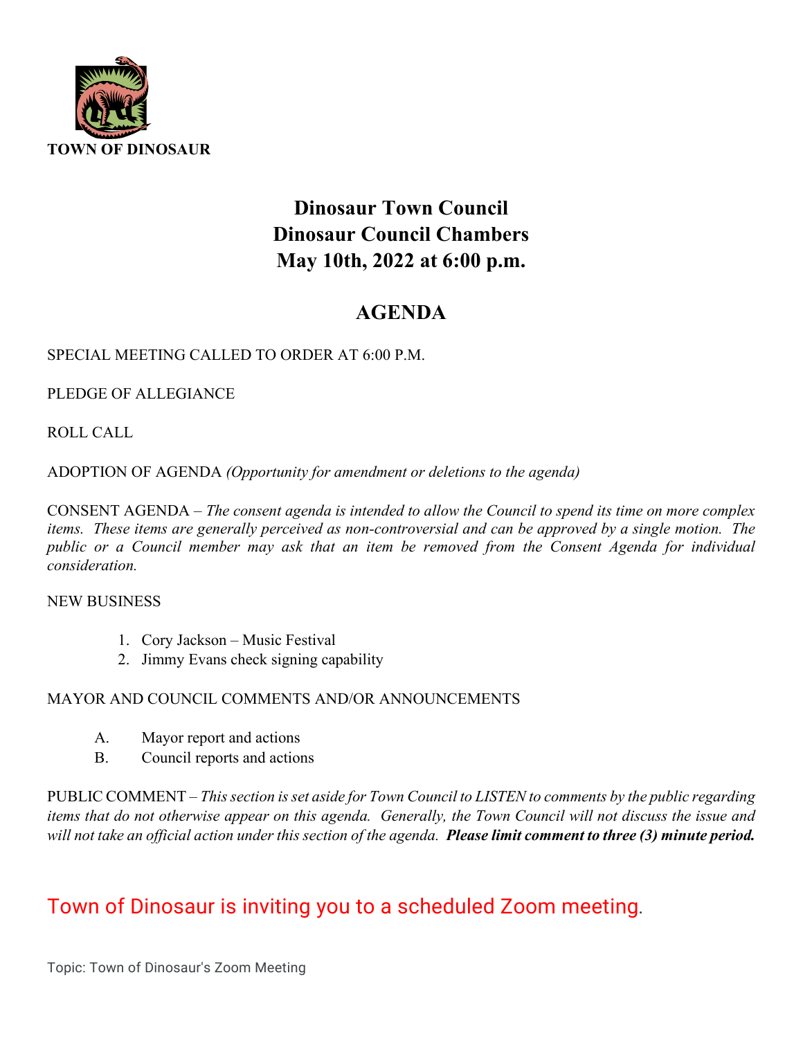**TOWN OF DINOSAUR**

# Dinosaur Town Council
# Dinosaur Council Chambers
# May 10th, 2022 at 6:00 p.m.

## AGENDA

SPECIAL MEETING CALLED TO ORDER AT 6:00 P.M.

PLEDGE OF ALLEGIANCE

ROLL CALL

ADOPTION OF AGENDA *(Opportunity for amendment or deletions to the agenda)*

CONSENT AGENDA – *The consent agenda is intended to allow the Council to spend its time on more complex items. These items are generally perceived as non-controversial and can be approved by a single motion. The public or a Council member may ask that an item be removed from the Consent Agenda for individual consideration.*

NEW BUSINESS

1. Cory Jackson – Music Festival
2. Jimmy Evans check signing capability

MAYOR AND COUNCIL COMMENTS AND/OR ANNOUNCEMENTS

A. Mayor report and actions
B. Council reports and actions

PUBLIC COMMENT – *This section is set aside for Town Council to LISTEN to comments by the public regarding items that do not otherwise appear on this agenda. Generally, the Town Council will not discuss the issue and will not take an official action under this section of the agenda.* ***Please limit comment to three (3) minute period.***

Town of Dinosaur is inviting you to a scheduled Zoom meeting.

Topic: Town of Dinosaur's Zoom Meeting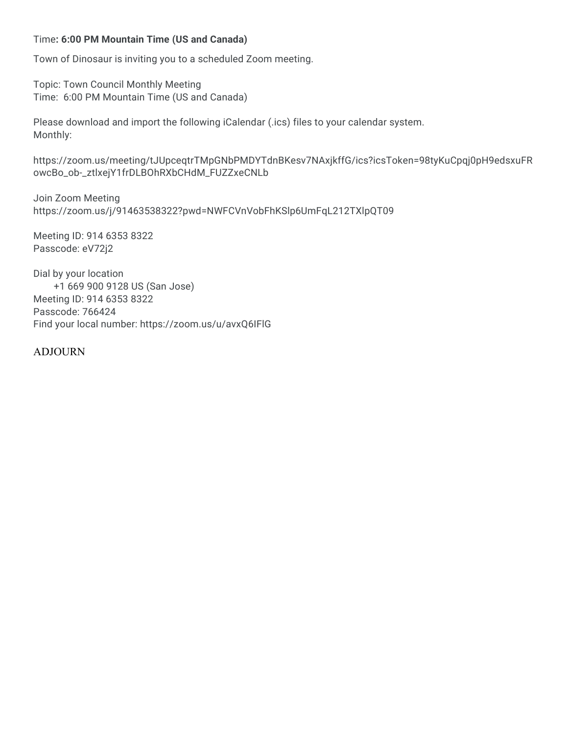Time**: 6:00 PM Mountain Time (US and Canada)**

Town of Dinosaur is inviting you to a scheduled Zoom meeting.

Topic: Town Council Monthly Meeting
Time: 6:00 PM Mountain Time (US and Canada)

Please download and import the following iCalendar (.ics) files to your calendar system.
Monthly:

https://zoom.us/meeting/tJUpceqtrTMpGNbPMDYTdnBKesv7NAxjkffG/ics?icsToken=98tyKuCpqj0pH9edsxuFRowcBo_ob-_ztlxejY1frDLBOhRXbCHdM_FUZZxeCNLb

Join Zoom Meeting
https://zoom.us/j/91463538322?pwd=NWFCVnVobFhKSlp6UmFqL212TXlpQT09

Meeting ID: 914 6353 8322
Passcode: eV72j2

Dial by your location
+1 669 900 9128 US (San Jose)
Meeting ID: 914 6353 8322
Passcode: 766424
Find your local number: https://zoom.us/u/avxQ6IFlG

ADJOURN